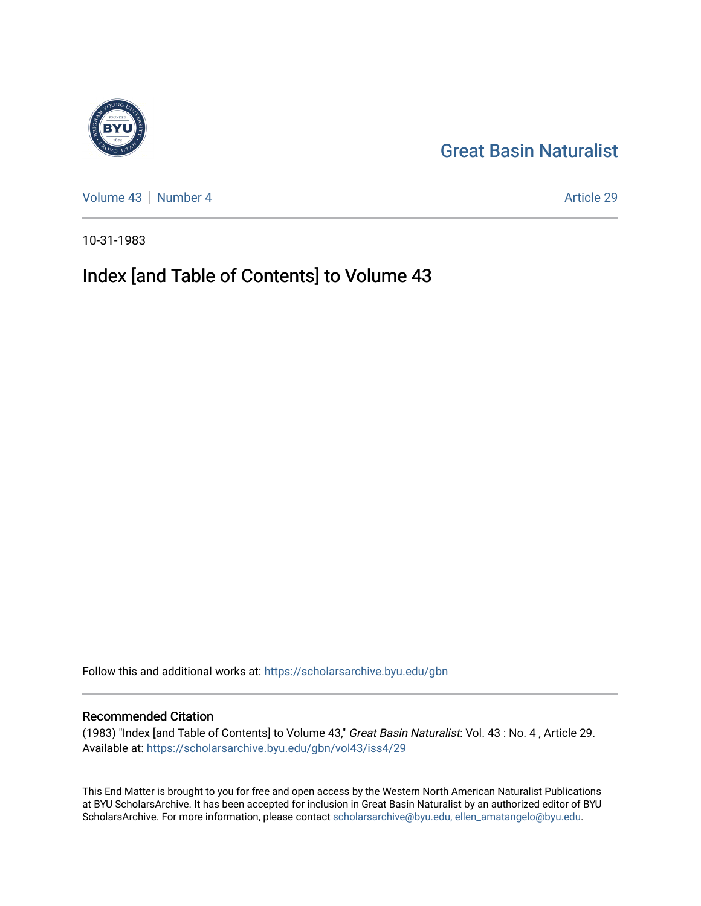Great Basin Naturalist

Volume 43 | Number 4

Article 29

10-31-1983

# Index [and Table of Contents] to Volume 43

Follow this and additional works at: https://scholarsarchive.byu.edu/gbn

## Recommended Citation

(1983) "Index [and Table of Contents] to Volume 43," *Great Basin Naturalist*: Vol. 43 : No. 4 , Article 29.
Available at: https://scholarsarchive.byu.edu/gbn/vol43/iss4/29

This End Matter is brought to you for free and open access by the Western North American Naturalist Publications at BYU ScholarsArchive. It has been accepted for inclusion in Great Basin Naturalist by an authorized editor of BYU ScholarsArchive. For more information, please contact scholarsarchive@byu.edu, ellen_amatangelo@byu.edu.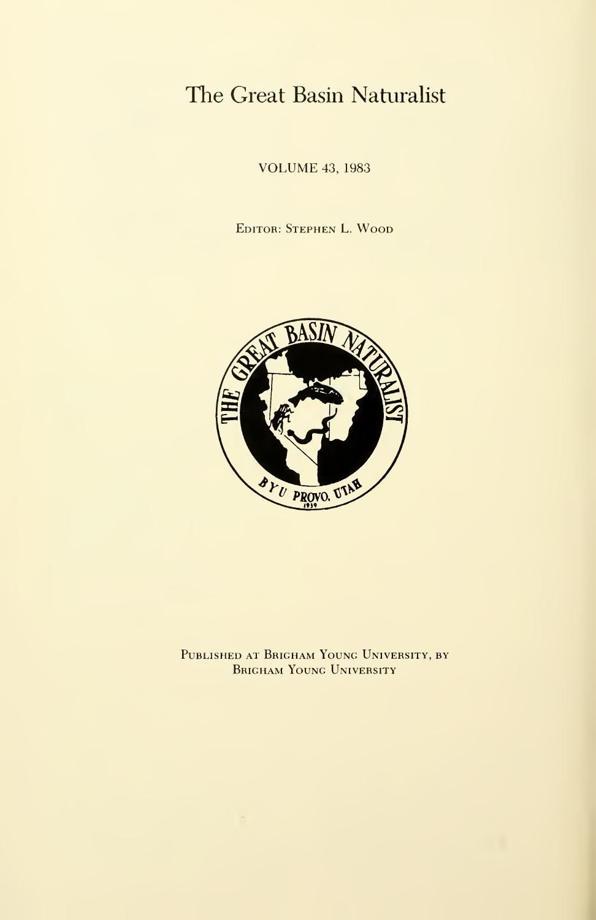# The Great Basin Naturalist

VOLUME 43, 1983

EDITOR: STEPHEN L. WOOD

PUBLISHED AT BRIGHAM YOUNG UNIVERSITY, BY
BRIGHAM YOUNG UNIVERSITY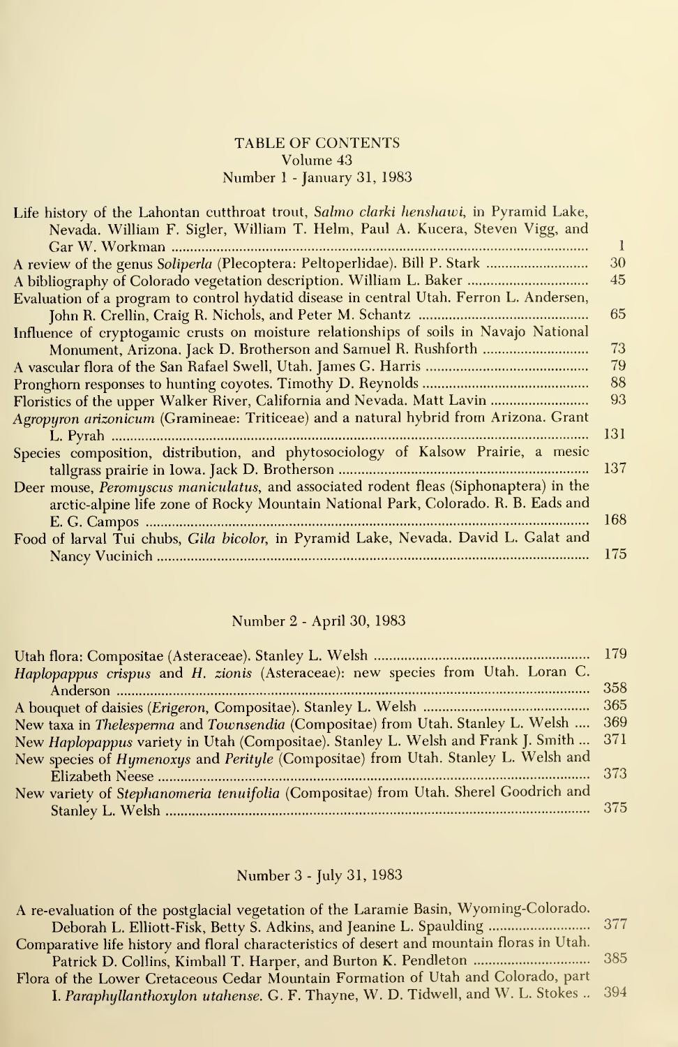# TABLE OF CONTENTS

## Volume 43

### Number 1 - January 31, 1983

Life history of the Lahontan cutthroat trout, *Salmo clarki henshawi*, in Pyramid Lake, Nevada. William F. Sigler, William T. Helm, Paul A. Kucera, Steven Vigg, and Gar W. Workman ..... 1

A review of the genus *Soliperla* (Plecoptera: Peltoperlidae). Bill P. Stark ..... 30

A bibliography of Colorado vegetation description. William L. Baker ..... 45

Evaluation of a program to control hydatid disease in central Utah. Ferron L. Andersen, John R. Crellin, Craig R. Nichols, and Peter M. Schantz ..... 65

Influence of cryptogamic crusts on moisture relationships of soils in Navajo National Monument, Arizona. Jack D. Brotherson and Samuel R. Rushforth ..... 73

A vascular flora of the San Rafael Swell, Utah. James G. Harris ..... 79

Pronghorn responses to hunting coyotes. Timothy D. Reynolds ..... 88

Floristics of the upper Walker River, California and Nevada. Matt Lavin ..... 93

*Agropyron arizonicum* (Gramineae: Triticeae) and a natural hybrid from Arizona. Grant L. Pyrah ..... 131

Species composition, distribution, and phytosociology of Kalsow Prairie, a mesic tallgrass prairie in Iowa. Jack D. Brotherson ..... 137

Deer mouse, *Peromyscus maniculatus*, and associated rodent fleas (Siphonaptera) in the arctic-alpine life zone of Rocky Mountain National Park, Colorado. R. B. Eads and E. G. Campos ..... 168

Food of larval Tui chubs, *Gila bicolor*, in Pyramid Lake, Nevada. David L. Galat and Nancy Vucinich ..... 175

### Number 2 - April 30, 1983

Utah flora: Compositae (Asteraceae). Stanley L. Welsh ..... 179

*Haplopappus crispus* and *H. zionis* (Asteraceae): new species from Utah. Loran C. Anderson ..... 358

A bouquet of daisies (*Erigeron*, Compositae). Stanley L. Welsh ..... 365

New taxa in *Thelesperma* and *Townsendia* (Compositae) from Utah. Stanley L. Welsh ..... 369

New *Haplopappus* variety in Utah (Compositae). Stanley L. Welsh and Frank J. Smith ..... 371

New species of *Hymenoxys* and *Perityle* (Compositae) from Utah. Stanley L. Welsh and Elizabeth Neese ..... 373

New variety of *Stephanomeria tenuifolia* (Compositae) from Utah. Sherel Goodrich and Stanley L. Welsh ..... 375

### Number 3 - July 31, 1983

A re-evaluation of the postglacial vegetation of the Laramie Basin, Wyoming-Colorado. Deborah L. Elliott-Fisk, Betty S. Adkins, and Jeanine L. Spaulding ..... 377

Comparative life history and floral characteristics of desert and mountain floras in Utah. Patrick D. Collins, Kimball T. Harper, and Burton K. Pendleton ..... 385

Flora of the Lower Cretaceous Cedar Mountain Formation of Utah and Colorado, part I. *Paraphyllanthoxylon utahense*. G. F. Thayne, W. D. Tidwell, and W. L. Stokes ..... 394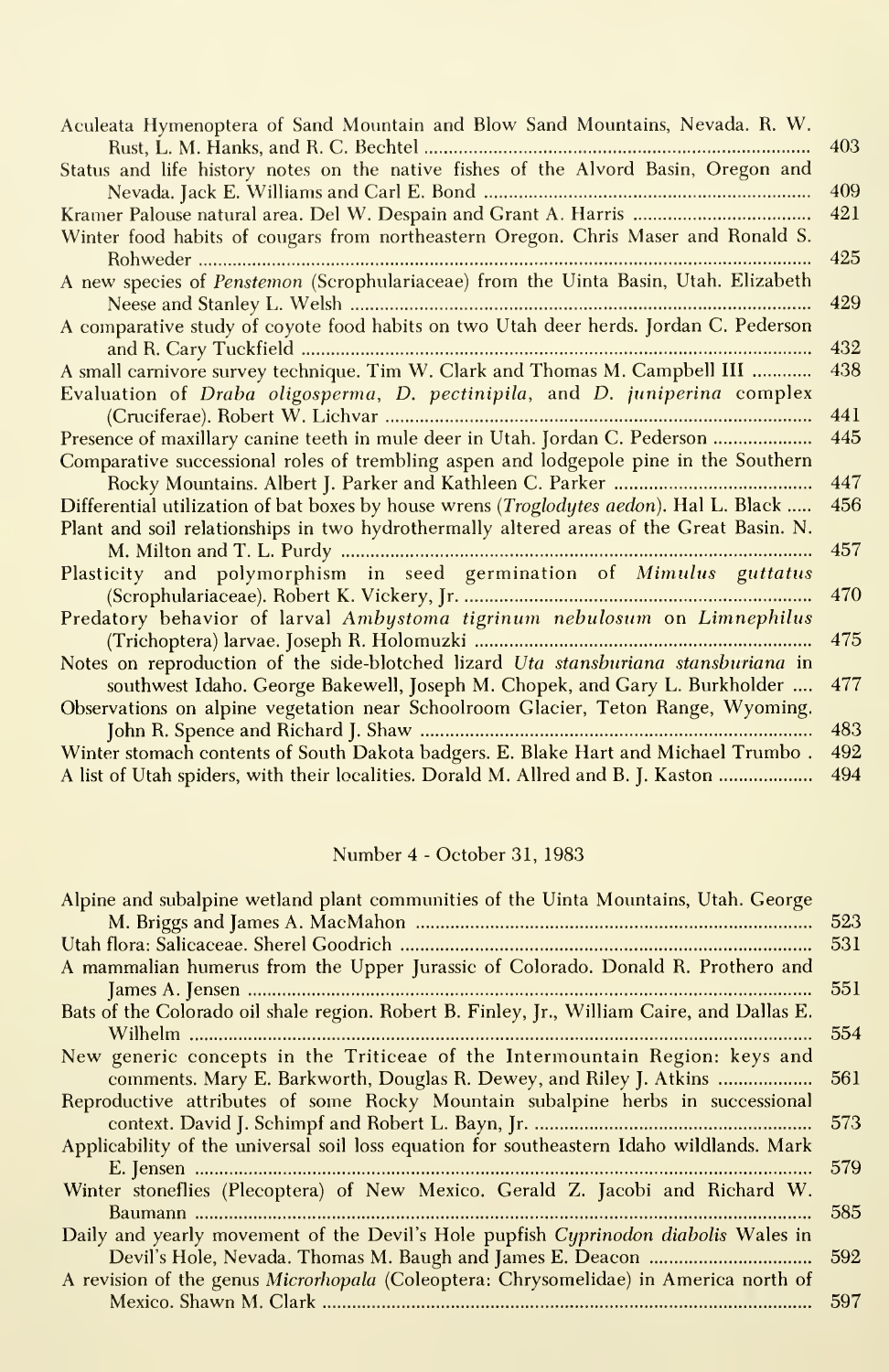Aculeata Hymenoptera of Sand Mountain and Blow Sand Mountains, Nevada. R. W. Rust, L. M. Hanks, and R. C. Bechtel ..... 403

Status and life history notes on the native fishes of the Alvord Basin, Oregon and Nevada. Jack E. Williams and Carl E. Bond ..... 409

Kramer Palouse natural area. Del W. Despain and Grant A. Harris ..... 421

Winter food habits of cougars from northeastern Oregon. Chris Maser and Ronald S. Rohweder ..... 425

A new species of *Penstemon* (Scrophulariaceae) from the Uinta Basin, Utah. Elizabeth Neese and Stanley L. Welsh ..... 429

A comparative study of coyote food habits on two Utah deer herds. Jordan C. Pederson and R. Cary Tuckfield ..... 432

A small carnivore survey technique. Tim W. Clark and Thomas M. Campbell III ..... 438

Evaluation of *Draba oligosperma*, *D. pectinipila*, and *D. juniperina* complex (Cruciferae). Robert W. Lichvar ..... 441

Presence of maxillary canine teeth in mule deer in Utah. Jordan C. Pederson ..... 445

Comparative successional roles of trembling aspen and lodgepole pine in the Southern Rocky Mountains. Albert J. Parker and Kathleen C. Parker ..... 447

Differential utilization of bat boxes by house wrens (*Troglodytes aedon*). Hal L. Black ..... 456

Plant and soil relationships in two hydrothermally altered areas of the Great Basin. N. M. Milton and T. L. Purdy ..... 457

Plasticity and polymorphism in seed germination of *Mimulus guttatus* (Scrophulariaceae). Robert K. Vickery, Jr. ..... 470

Predatory behavior of larval *Ambystoma tigrinum nebulosum* on *Limnephilus* (Trichoptera) larvae. Joseph R. Holomuzki ..... 475

Notes on reproduction of the side-blotched lizard *Uta stansburiana stansburiana* in southwest Idaho. George Bakewell, Joseph M. Chopek, and Gary L. Burkholder ..... 477

Observations on alpine vegetation near Schoolroom Glacier, Teton Range, Wyoming. John R. Spence and Richard J. Shaw ..... 483

Winter stomach contents of South Dakota badgers. E. Blake Hart and Michael Trumbo . 492

A list of Utah spiders, with their localities. Dorald M. Allred and B. J. Kaston ..... 494

## Number 4 - October 31, 1983

Alpine and subalpine wetland plant communities of the Uinta Mountains, Utah. George M. Briggs and James A. MacMahon ..... 523

Utah flora: Salicaceae. Sherel Goodrich ..... 531

A mammalian humerus from the Upper Jurassic of Colorado. Donald R. Prothero and James A. Jensen ..... 551

Bats of the Colorado oil shale region. Robert B. Finley, Jr., William Caire, and Dallas E. Wilhelm ..... 554

New generic concepts in the Triticeae of the Intermountain Region: keys and comments. Mary E. Barkworth, Douglas R. Dewey, and Riley J. Atkins ..... 561

Reproductive attributes of some Rocky Mountain subalpine herbs in successional context. David J. Schimpf and Robert L. Bayn, Jr. ..... 573

Applicability of the universal soil loss equation for southeastern Idaho wildlands. Mark E. Jensen ..... 579

Winter stoneflies (Plecoptera) of New Mexico. Gerald Z. Jacobi and Richard W. Baumann ..... 585

Daily and yearly movement of the Devil's Hole pupfish *Cyprinodon diabolis* Wales in Devil's Hole, Nevada. Thomas M. Baugh and James E. Deacon ..... 592

A revision of the genus *Microrhopala* (Coleoptera: Chrysomelidae) in America north of Mexico. Shawn M. Clark ..... 597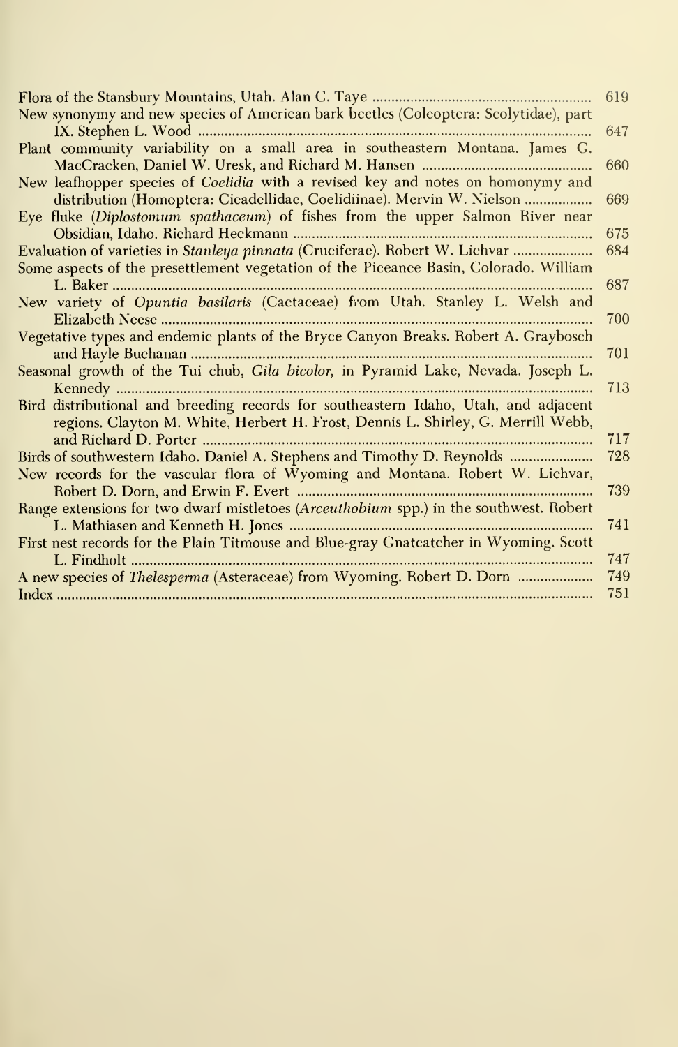Flora of the Stansbury Mountains, Utah. Alan C. Taye ... 619

New synonymy and new species of American bark beetles (Coleoptera: Scolytidae), part IX. Stephen L. Wood ... 647

Plant community variability on a small area in southeastern Montana. James G. MacCracken, Daniel W. Uresk, and Richard M. Hansen ... 660

New leafhopper species of *Coelidia* with a revised key and notes on homonymy and distribution (Homoptera: Cicadellidae, Coelidiinae). Mervin W. Nielson ... 669

Eye fluke (*Diplostomum spathaceum*) of fishes from the upper Salmon River near Obsidian, Idaho. Richard Heckmann ... 675

Evaluation of varieties in *Stanleya pinnata* (Cruciferae). Robert W. Lichvar ... 684

Some aspects of the presettlement vegetation of the Piceance Basin, Colorado. William L. Baker ... 687

New variety of *Opuntia basilaris* (Cactaceae) from Utah. Stanley L. Welsh and Elizabeth Neese ... 700

Vegetative types and endemic plants of the Bryce Canyon Breaks. Robert A. Graybosch and Hayle Buchanan ... 701

Seasonal growth of the Tui chub, *Gila bicolor*, in Pyramid Lake, Nevada. Joseph L. Kennedy ... 713

Bird distributional and breeding records for southeastern Idaho, Utah, and adjacent regions. Clayton M. White, Herbert H. Frost, Dennis L. Shirley, G. Merrill Webb, and Richard D. Porter ... 717

Birds of southwestern Idaho. Daniel A. Stephens and Timothy D. Reynolds ... 728

New records for the vascular flora of Wyoming and Montana. Robert W. Lichvar, Robert D. Dorn, and Erwin F. Evert ... 739

Range extensions for two dwarf mistletoes (*Arceuthobium* spp.) in the southwest. Robert L. Mathiasen and Kenneth H. Jones ... 741

First nest records for the Plain Titmouse and Blue-gray Gnatcatcher in Wyoming. Scott L. Findholt ... 747

A new species of *Thelesperma* (Asteraceae) from Wyoming. Robert D. Dorn ... 749

Index ... 751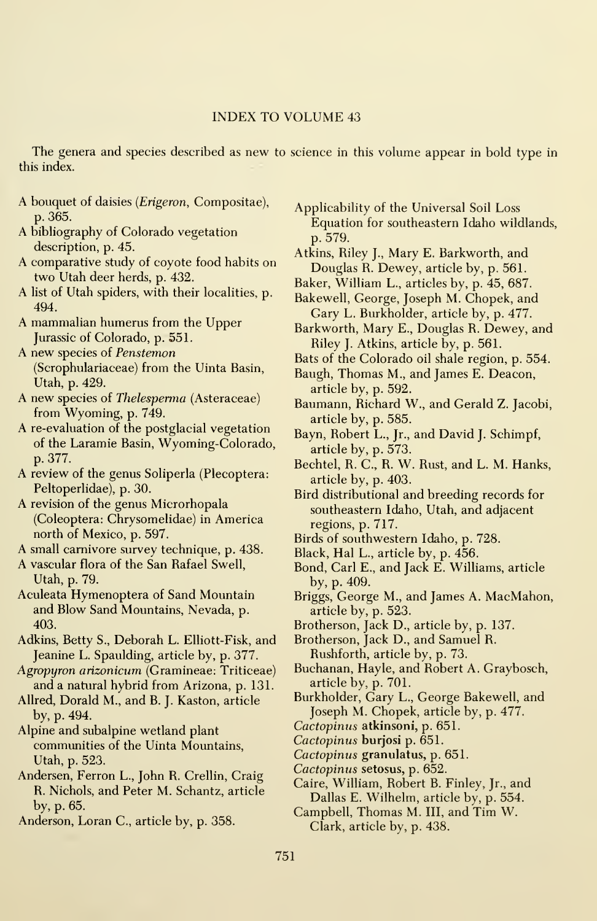# INDEX TO VOLUME 43

The genera and species described as new to science in this volume appear in bold type in this index.

A bouquet of daisies (*Erigeron*, Compositae), p. 365.

A bibliography of Colorado vegetation description, p. 45.

A comparative study of coyote food habits on two Utah deer herds, p. 432.

A list of Utah spiders, with their localities, p. 494.

A mammalian humerus from the Upper Jurassic of Colorado, p. 551.

A new species of *Penstemon* (Scrophulariaceae) from the Uinta Basin, Utah, p. 429.

A new species of *Thelesperma* (Asteraceae) from Wyoming, p. 749.

A re-evaluation of the postglacial vegetation of the Laramie Basin, Wyoming-Colorado, p. 377.

A review of the genus Soliperla (Plecoptera: Peltoperlidae), p. 30.

A revision of the genus Microrhopala (Coleoptera: Chrysomelidae) in America north of Mexico, p. 597.

A small carnivore survey technique, p. 438.

A vascular flora of the San Rafael Swell, Utah, p. 79.

Aculeata Hymenoptera of Sand Mountain and Blow Sand Mountains, Nevada, p. 403.

Adkins, Betty S., Deborah L. Elliott-Fisk, and Jeanine L. Spaulding, article by, p. 377.

*Agropyron arizonicum* (Gramineae: Triticeae) and a natural hybrid from Arizona, p. 131.

Allred, Donald M., and B. J. Kaston, article by, p. 494.

Alpine and subalpine wetland plant communities of the Uinta Mountains, Utah, p. 523.

Andersen, Ferron L., John R. Crellin, Craig R. Nichols, and Peter M. Schantz, article by, p. 65.

Anderson, Loran C., article by, p. 358.

Applicability of the Universal Soil Loss Equation for southeastern Idaho wildlands, p. 579.

Atkins, Riley J., Mary E. Barkworth, and Douglas R. Dewey, article by, p. 561.

Baker, William L., articles by, p. 45, 687.

Bakewell, George, Joseph M. Chopek, and Gary L. Burkholder, article by, p. 477.

Barkworth, Mary E., Douglas R. Dewey, and Riley J. Atkins, article by, p. 561.

Bats of the Colorado oil shale region, p. 554.

Baugh, Thomas M., and James E. Deacon, article by, p. 592.

Baumann, Richard W., and Gerald Z. Jacobi, article by, p. 585.

Bayn, Robert L., Jr., and David J. Schimpf, article by, p. 573.

Bechtel, R. C., R. W. Rust, and L. M. Hanks, article by, p. 403.

Bird distributional and breeding records for southeastern Idaho, Utah, and adjacent regions, p. 717.

Birds of southwestern Idaho, p. 728.

Black, Hal L., article by, p. 456.

Bond, Carl E., and Jack E. Williams, article by, p. 409.

Briggs, George M., and James A. MacMahon, article by, p. 523.

Brotherson, Jack D., article by, p. 137.

Brotherson, Jack D., and Samuel R. Rushforth, article by, p. 73.

Buchanan, Hayle, and Robert A. Graybosch, article by, p. 701.

Burkholder, Gary L., George Bakewell, and Joseph M. Chopek, article by, p. 477.

*Cactopinus* **atkinsoni**, p. 651.

*Cactopinus* **burjosi** p. 651.

*Cactopinus* **granulatus**, p. 651.

*Cactopinus* **setosus**, p. 652.

Caire, William, Robert B. Finley, Jr., and Dallas E. Wilhelm, article by, p. 554.

Campbell, Thomas M. III, and Tim W. Clark, article by, p. 438.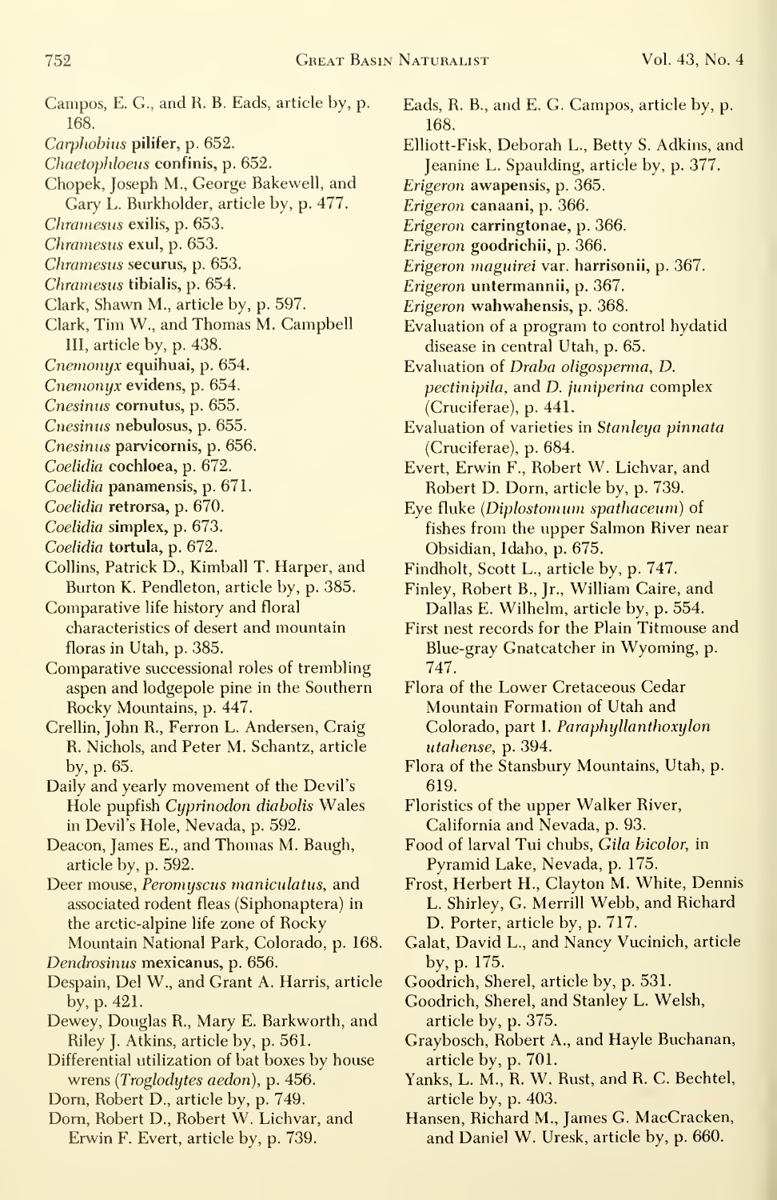Campos, E. G., and R. B. Eads, article by, p. 168.

*Carphobius* **pilifer**, p. 652.

*Chaetophloeus* **confinis**, p. 652.

Chopek, Joseph M., George Bakewell, and Gary L. Burkholder, article by, p. 477.

*Chramesus* **exilis**, p. 653.

*Chramesus* **exul**, p. 653.

*Chramesus* **securus**, p. 653.

*Chramesus* **tibialis**, p. 654.

Clark, Shawn M., article by, p. 597.

Clark, Tim W., and Thomas M. Campbell III, article by, p. 438.

*Cnemonyx* **equihuai**, p. 654.

*Cnemonyx* **evidens**, p. 654.

*Cnesinus* **cornutus**, p. 655.

*Cnesinus* **nebulosus**, p. 655.

*Cnesinus* **parvicornis**, p. 656.

*Coelidia* **cochloea**, p. 672.

*Coelidia* **panamensis**, p. 671.

*Coelidia* **retrorsa**, p. 670.

*Coelidia* **simplex**, p. 673.

*Coelidia* **tortula**, p. 672.

Collins, Patrick D., Kimball T. Harper, and Burton K. Pendleton, article by, p. 385.

Comparative life history and floral characteristics of desert and mountain floras in Utah, p. 385.

Comparative successional roles of trembling aspen and lodgepole pine in the Southern Rocky Mountains, p. 447.

Crellin, John R., Ferron L. Andersen, Craig R. Nichols, and Peter M. Schantz, article by, p. 65.

Daily and yearly movement of the Devil's Hole pupfish *Cyprinodon diabolis* Wales in Devil's Hole, Nevada, p. 592.

Deacon, James E., and Thomas M. Baugh, article by, p. 592.

Deer mouse, *Peromyscus maniculatus*, and associated rodent fleas (Siphonaptera) in the arctic-alpine life zone of Rocky Mountain National Park, Colorado, p. 168.

*Dendrosinus* **mexicanus**, p. 656.

Despain, Del W., and Grant A. Harris, article by, p. 421.

Dewey, Douglas R., Mary E. Barkworth, and Riley J. Atkins, article by, p. 561.

Differential utilization of bat boxes by house wrens (*Troglodytes aedon*), p. 456.

Dorn, Robert D., article by, p. 749.

Dorn, Robert D., Robert W. Lichvar, and Erwin F. Evert, article by, p. 739.

Eads, R. B., and E. G. Campos, article by, p. 168.

Elliott-Fisk, Deborah L., Betty S. Adkins, and Jeanine L. Spaulding, article by, p. 377.

*Erigeron* **awapensis**, p. 365.

*Erigeron* **canaani**, p. 366.

*Erigeron* **carringtonae**, p. 366.

*Erigeron* **goodrichii**, p. 366.

*Erigeron maguirei* var. **harrisonii**, p. 367.

*Erigeron* **untermannii**, p. 367.

*Erigeron* **wahwahensis**, p. 368.

Evaluation of a program to control hydatid disease in central Utah, p. 65.

Evaluation of *Draba oligosperma*, *D. pectinipila*, and *D. juniperina* complex (Cruciferae), p. 441.

Evaluation of varieties in *Stanleya pinnata* (Cruciferae), p. 684.

Evert, Erwin F., Robert W. Lichvar, and Robert D. Dorn, article by, p. 739.

Eye fluke (*Diplostomum spathaceum*) of fishes from the upper Salmon River near Obsidian, Idaho, p. 675.

Findholt, Scott L., article by, p. 747.

Finley, Robert B., Jr., William Caire, and Dallas E. Wilhelm, article by, p. 554.

First nest records for the Plain Titmouse and Blue-gray Gnatcatcher in Wyoming, p. 747.

Flora of the Lower Cretaceous Cedar Mountain Formation of Utah and Colorado, part I. *Paraphyllanthoxylon utahense*, p. 394.

Flora of the Stansbury Mountains, Utah, p. 619.

Floristics of the upper Walker River, California and Nevada, p. 93.

Food of larval Tui chubs, *Gila bicolor*, in Pyramid Lake, Nevada, p. 175.

Frost, Herbert H., Clayton M. White, Dennis L. Shirley, G. Merrill Webb, and Richard D. Porter, article by, p. 717.

Galat, David L., and Nancy Vucinich, article by, p. 175.

Goodrich, Sherel, article by, p. 531.

Goodrich, Sherel, and Stanley L. Welsh, article by, p. 375.

Graybosch, Robert A., and Hayle Buchanan, article by, p. 701.

Yanks, L. M., R. W. Rust, and R. C. Bechtel, article by, p. 403.

Hansen, Richard M., James G. MacCracken, and Daniel W. Uresk, article by, p. 660.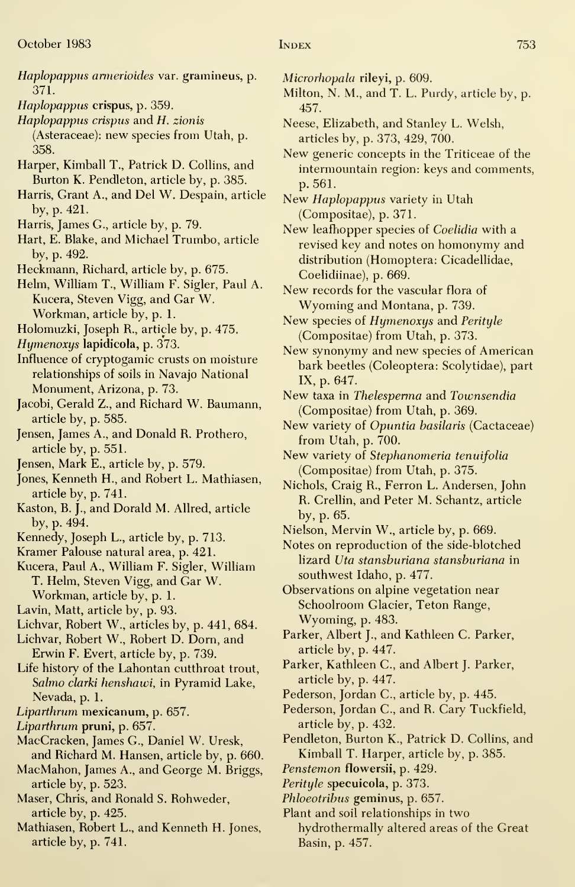*Haplopappus armerioides* var. **gramineus**, p. 371.

*Haplopappus* **crispus**, p. 359.

*Haplopappus crispus* and *H. zionis* (Asteraceae): new species from Utah, p. 358.

Harper, Kimball T., Patrick D. Collins, and Burton K. Pendleton, article by, p. 385.

Harris, Grant A., and Del W. Despain, article by, p. 421.

Harris, James G., article by, p. 79.

Hart, E. Blake, and Michael Trumbo, article by, p. 492.

Heckmann, Richard, article by, p. 675.

Helm, William T., William F. Sigler, Paul A. Kucera, Steven Vigg, and Gar W. Workman, article by, p. 1.

Holomuzki, Joseph R., article by, p. 475.

*Hymenoxys* **lapidicola**, p. 373.

Influence of cryptogamic crusts on moisture relationships of soils in Navajo National Monument, Arizona, p. 73.

Jacobi, Gerald Z., and Richard W. Baumann, article by, p. 585.

Jensen, James A., and Donald R. Prothero, article by, p. 551.

Jensen, Mark E., article by, p. 579.

Jones, Kenneth H., and Robert L. Mathiasen, article by, p. 741.

Kaston, B. J., and Donald M. Allred, article by, p. 494.

Kennedy, Joseph L., article by, p. 713.

Kramer Palouse natural area, p. 421.

Kucera, Paul A., William F. Sigler, William T. Helm, Steven Vigg, and Gar W. Workman, article by, p. 1.

Lavin, Matt, article by, p. 93.

Lichvar, Robert W., articles by, p. 441, 684.

Lichvar, Robert W., Robert D. Dorn, and Erwin F. Evert, article by, p. 739.

Life history of the Lahontan cutthroat trout, *Salmo clarki henshawi*, in Pyramid Lake, Nevada, p. 1.

*Liparthrum* **mexicanum**, p. 657.

*Liparthrum* **pruni**, p. 657.

MacCracken, James G., Daniel W. Uresk, and Richard M. Hansen, article by, p. 660.

MacMahon, James A., and George M. Briggs, article by, p. 523.

Maser, Chris, and Ronald S. Rohweder, article by, p. 425.

Mathiasen, Robert L., and Kenneth H. Jones, article by, p. 741.

*Microrhopala* **rileyi**, p. 609.

Milton, N. M., and T. L. Purdy, article by, p. 457.

Neese, Elizabeth, and Stanley L. Welsh, articles by, p. 373, 429, 700.

New generic concepts in the Triticeae of the intermountain region: keys and comments, p. 561.

New *Haplopappus* variety in Utah (Compositae), p. 371.

New leafhopper species of *Coelidia* with a revised key and notes on homonymy and distribution (Homoptera: Cicadellidae, Coelidiinae), p. 669.

New records for the vascular flora of Wyoming and Montana, p. 739.

New species of *Hymenoxys* and *Perityle* (Compositae) from Utah, p. 373.

New synonymy and new species of American bark beetles (Coleoptera: Scolytidae), part IX, p. 647.

New taxa in *Thelesperma* and *Townsendia* (Compositae) from Utah, p. 369.

New variety of *Opuntia basilaris* (Cactaceae) from Utah, p. 700.

New variety of *Stephanomeria tenuifolia* (Compositae) from Utah, p. 375.

Nichols, Craig R., Ferron L. Andersen, John R. Crellin, and Peter M. Schantz, article by, p. 65.

Nielson, Mervin W., article by, p. 669.

Notes on reproduction of the side-blotched lizard *Uta stansburiana stansburiana* in southwest Idaho, p. 477.

Observations on alpine vegetation near Schoolroom Glacier, Teton Range, Wyoming, p. 483.

Parker, Albert J., and Kathleen C. Parker, article by, p. 447.

Parker, Kathleen C., and Albert J. Parker, article by, p. 447.

Pederson, Jordan C., article by, p. 445.

Pederson, Jordan C., and R. Cary Tuckfield, article by, p. 432.

Pendleton, Burton K., Patrick D. Collins, and Kimball T. Harper, article by, p. 385.

*Penstemon* **flowersii**, p. 429.

*Perityle* **specuicola**, p. 373.

*Phloeotribus* **geminus**, p. 657.

Plant and soil relationships in two hydrothermally altered areas of the Great Basin, p. 457.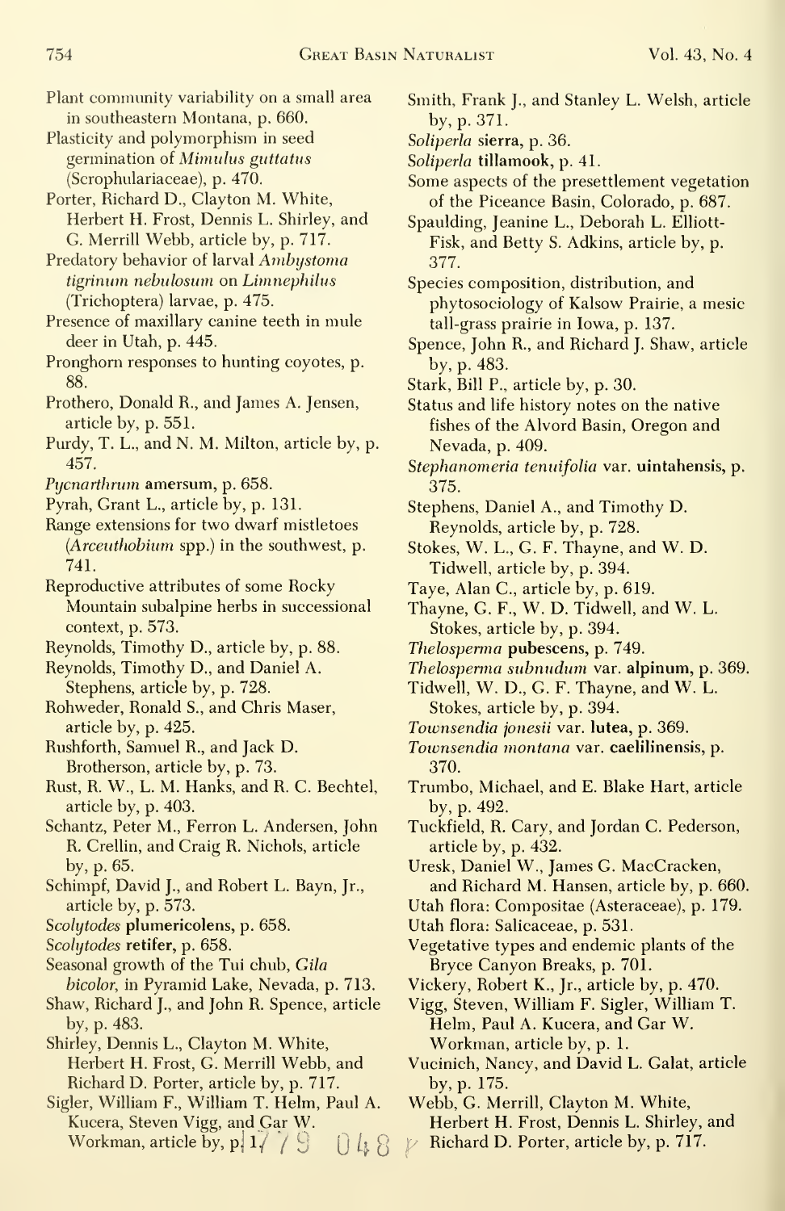Plant community variability on a small area in southeastern Montana, p. 660.

Plasticity and polymorphism in seed germination of *Mimulus guttatus* (Scrophulariaceae), p. 470.

Porter, Richard D., Clayton M. White, Herbert H. Frost, Dennis L. Shirley, and G. Merrill Webb, article by, p. 717.

Predatory behavior of larval *Ambystoma tigrinum nebulosum* on *Limnephilus* (Trichoptera) larvae, p. 475.

Presence of maxillary canine teeth in mule deer in Utah, p. 445.

Pronghorn responses to hunting coyotes, p. 88.

Prothero, Donald R., and James A. Jensen, article by, p. 551.

Purdy, T. L., and N. M. Milton, article by, p. 457.

*Pycnarthrum* **amersum**, p. 658.

Pyrah, Grant L., article by, p. 131.

Range extensions for two dwarf mistletoes (*Arceuthobium* spp.) in the southwest, p. 741.

Reproductive attributes of some Rocky Mountain subalpine herbs in successional context, p. 573.

Reynolds, Timothy D., article by, p. 88.

Reynolds, Timothy D., and Daniel A. Stephens, article by, p. 728.

Rohweder, Ronald S., and Chris Maser, article by, p. 425.

Rushforth, Samuel R., and Jack D. Brotherson, article by, p. 73.

Rust, R. W., L. M. Hanks, and R. C. Bechtel, article by, p. 403.

Schantz, Peter M., Ferron L. Andersen, John R. Crellin, and Craig R. Nichols, article by, p. 65.

Schimpf, David J., and Robert L. Bayn, Jr., article by, p. 573.

*Scolytodes* **plumericolens**, p. 658.

*Scolytodes* **retifer**, p. 658.

Seasonal growth of the Tui chub, *Gila bicolor*, in Pyramid Lake, Nevada, p. 713.

Shaw, Richard J., and John R. Spence, article by, p. 483.

Shirley, Dennis L., Clayton M. White, Herbert H. Frost, G. Merrill Webb, and Richard D. Porter, article by, p. 717.

Sigler, William F., William T. Helm, Paul A. Kucera, Steven Vigg, and Gar W. Workman, article by, p. 1.

Smith, Frank J., and Stanley L. Welsh, article by, p. 371.

*Soliperla* **sierra**, p. 36.

*Soliperla* **tillamook**, p. 41.

Some aspects of the presettlement vegetation of the Piceance Basin, Colorado, p. 687.

Spaulding, Jeanine L., Deborah L. Elliott-Fisk, and Betty S. Adkins, article by, p. 377.

Species composition, distribution, and phytosociology of Kalsow Prairie, a mesic tall-grass prairie in Iowa, p. 137.

Spence, John R., and Richard J. Shaw, article by, p. 483.

Stark, Bill P., article by, p. 30.

Status and life history notes on the native fishes of the Alvord Basin, Oregon and Nevada, p. 409.

*Stephanomeria tenuifolia* var. **uintahensis**, p. 375.

Stephens, Daniel A., and Timothy D. Reynolds, article by, p. 728.

Stokes, W. L., G. F. Thayne, and W. D. Tidwell, article by, p. 394.

Taye, Alan C., article by, p. 619.

Thayne, G. F., W. D. Tidwell, and W. L. Stokes, article by, p. 394.

*Thelosperma* **pubescens**, p. 749.

*Thelosperma subnudum* var. **alpinum**, p. 369.

Tidwell, W. D., G. F. Thayne, and W. L. Stokes, article by, p. 394.

*Townsendia jonesii* var. **lutea**, p. 369.

*Townsendia montana* var. **caelilinensis**, p. 370.

Trumbo, Michael, and E. Blake Hart, article by, p. 492.

Tuckfield, R. Cary, and Jordan C. Pederson, article by, p. 432.

Uresk, Daniel W., James G. MacCracken, and Richard M. Hansen, article by, p. 660.

Utah flora: Compositae (Asteraceae), p. 179.

Utah flora: Salicaceae, p. 531.

Vegetative types and endemic plants of the Bryce Canyon Breaks, p. 701.

Vickery, Robert K., Jr., article by, p. 470.

Vigg, Steven, William F. Sigler, William T. Helm, Paul A. Kucera, and Gar W. Workman, article by, p. 1.

Vucinich, Nancy, and David L. Galat, article by, p. 175.

Webb, G. Merrill, Clayton M. White, Herbert H. Frost, Dennis L. Shirley, and Richard D. Porter, article by, p. 717.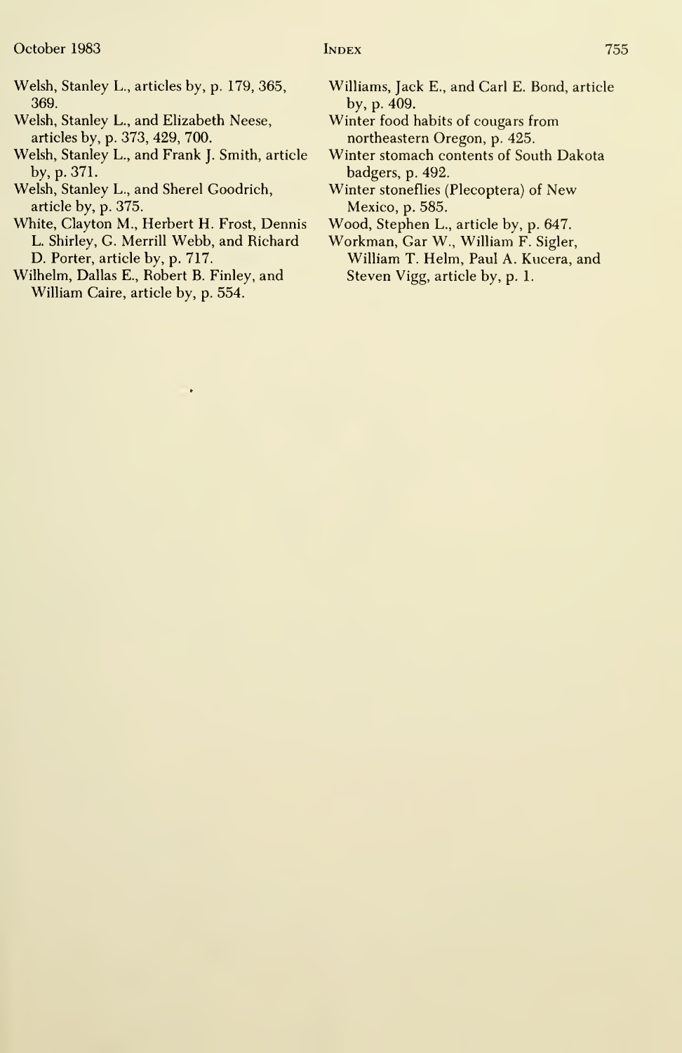Welsh, Stanley L., articles by, p. 179, 365, 369.

Welsh, Stanley L., and Elizabeth Neese, articles by, p. 373, 429, 700.

Welsh, Stanley L., and Frank J. Smith, article by, p. 371.

Welsh, Stanley L., and Sherel Goodrich, article by, p. 375.

White, Clayton M., Herbert H. Frost, Dennis L. Shirley, G. Merrill Webb, and Richard D. Porter, article by, p. 717.

Wilhelm, Dallas E., Robert B. Finley, and William Caire, article by, p. 554.

Williams, Jack E., and Carl E. Bond, article by, p. 409.

Winter food habits of cougars from northeastern Oregon, p. 425.

Winter stomach contents of South Dakota badgers, p. 492.

Winter stoneflies (Plecoptera) of New Mexico, p. 585.

Wood, Stephen L., article by, p. 647.

Workman, Gar W., William F. Sigler, William T. Helm, Paul A. Kucera, and Steven Vigg, article by, p. 1.